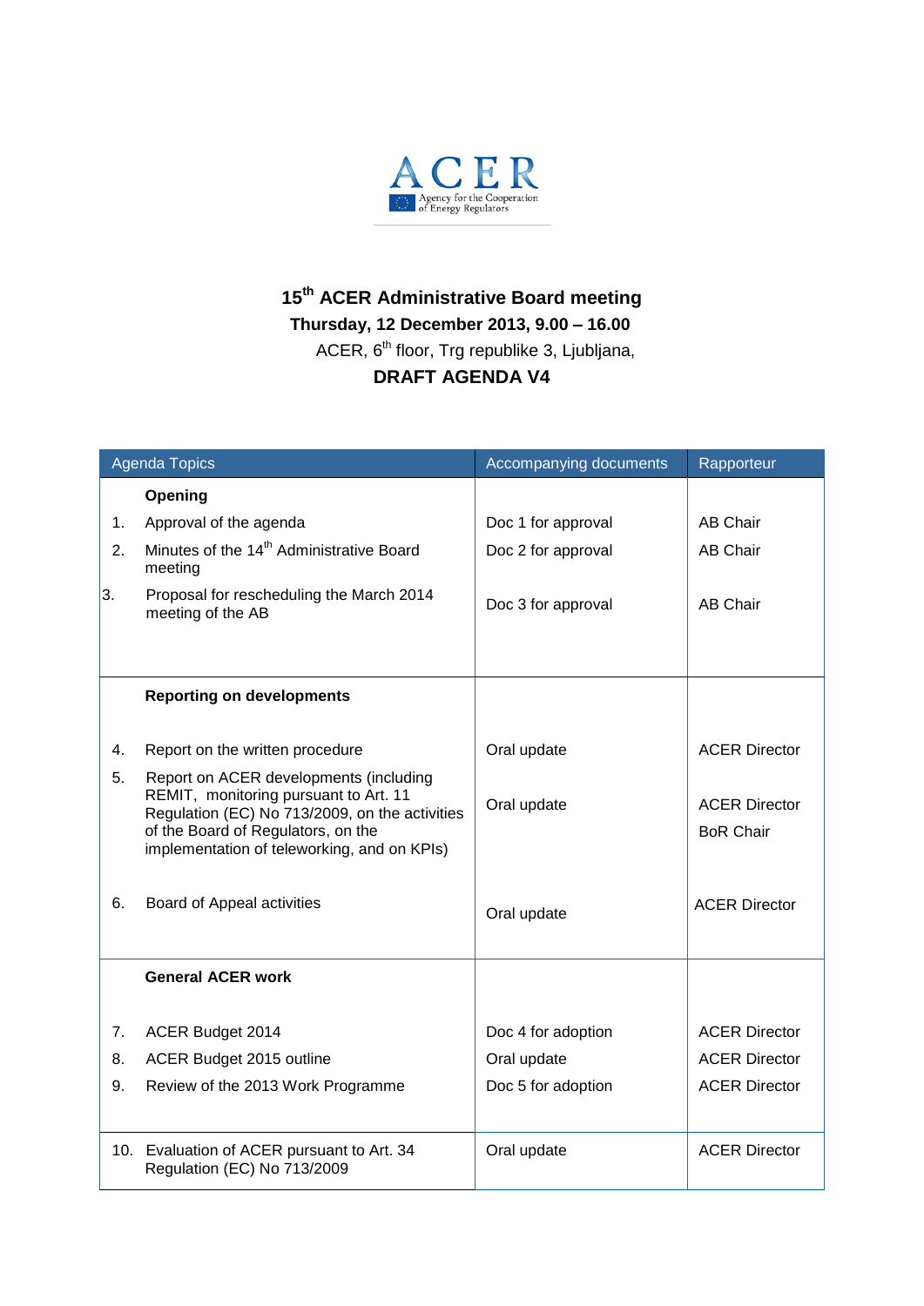ACER

Agency for the Cooperation of Energy Regulators

# 15th ACER Administrative Board meeting

**Thursday, 12 December 2013, 9.00 – 16.00**

ACER, 6th floor, Trg republike 3, Ljubljana,

**DRAFT AGENDA V4**

| Agenda Topics | Accompanying documents | Rapporteur |
|---|---|---|
| **Opening** | | |
| 1. Approval of the agenda | Doc 1 for approval | AB Chair |
| 2. Minutes of the 14th Administrative Board meeting | Doc 2 for approval | AB Chair |
| 3. Proposal for rescheduling the March 2014 meeting of the AB | Doc 3 for approval | AB Chair |
| **Reporting on developments** | | |
| 4. Report on the written procedure | Oral update | ACER Director |
| 5. Report on ACER developments (including REMIT, monitoring pursuant to Art. 11 Regulation (EC) No 713/2009, on the activities of the Board of Regulators, on the implementation of teleworking, and on KPIs) | Oral update | ACER Director<br>BoR Chair |
| 6. Board of Appeal activities | Oral update | ACER Director |
| **General ACER work** | | |
| 7. ACER Budget 2014 | Doc 4 for adoption | ACER Director |
| 8. ACER Budget 2015 outline | Oral update | ACER Director |
| 9. Review of the 2013 Work Programme | Doc 5 for adoption | ACER Director |
| 10. Evaluation of ACER pursuant to Art. 34 Regulation (EC) No 713/2009 | Oral update | ACER Director |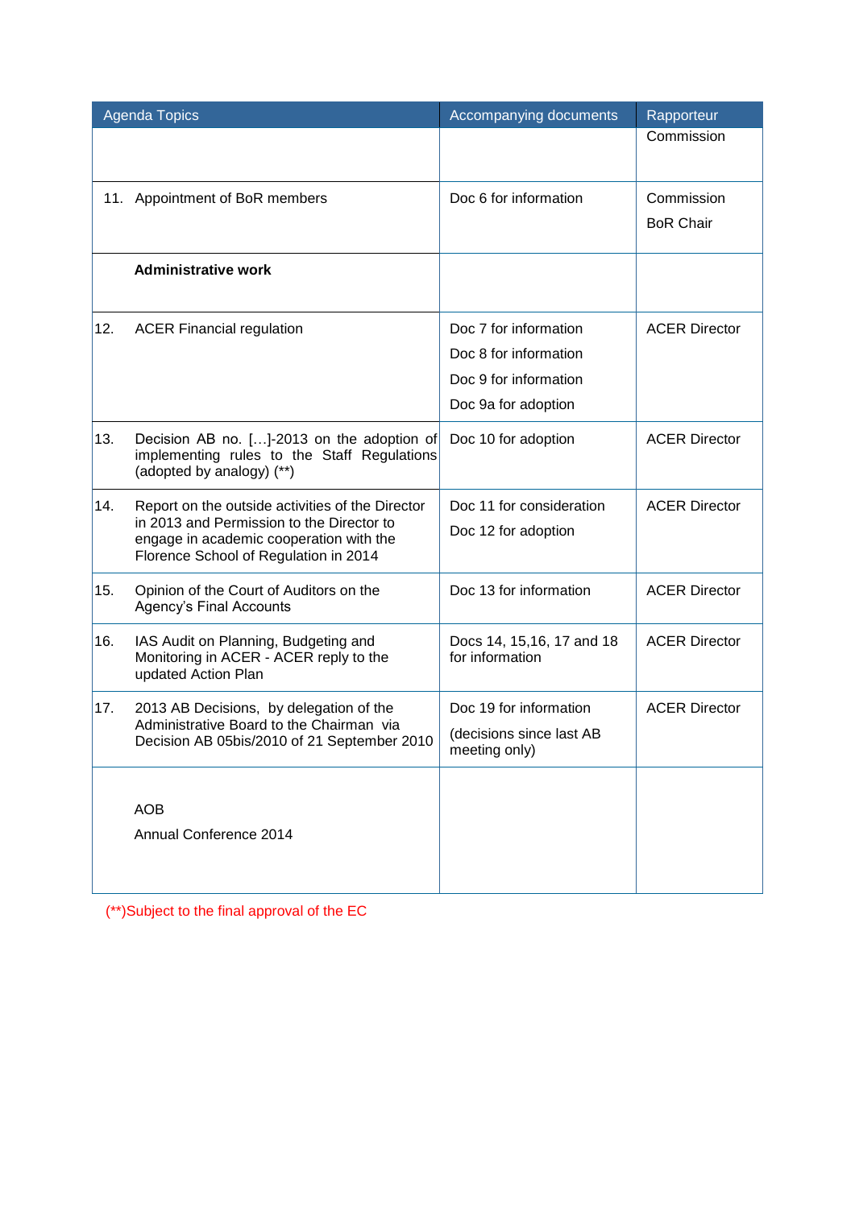| Agenda Topics | Accompanying documents | Rapporteur |
|---|---|---|
| | | Commission |
| 11. Appointment of BoR members | Doc 6 for information | Commission<br>BoR Chair |
| **Administrative work** | | |
| 12. ACER Financial regulation | Doc 7 for information<br>Doc 8 for information<br>Doc 9 for information<br>Doc 9a for adoption | ACER Director |
| 13. Decision AB no. […]-2013 on the adoption of implementing rules to the Staff Regulations (adopted by analogy) (**) | Doc 10 for adoption | ACER Director |
| 14. Report on the outside activities of the Director in 2013 and Permission to the Director to engage in academic cooperation with the Florence School of Regulation in 2014 | Doc 11 for consideration<br>Doc 12 for adoption | ACER Director |
| 15. Opinion of the Court of Auditors on the Agency's Final Accounts | Doc 13 for information | ACER Director |
| 16. IAS Audit on Planning, Budgeting and Monitoring in ACER - ACER reply to the updated Action Plan | Docs 14, 15,16, 17 and 18 for information | ACER Director |
| 17. 2013 AB Decisions, by delegation of the Administrative Board to the Chairman via Decision AB 05bis/2010 of 21 September 2010 | Doc 19 for information<br>(decisions since last AB meeting only) | ACER Director |
| AOB<br>Annual Conference 2014 | | |

(**)Subject to the final approval of the EC